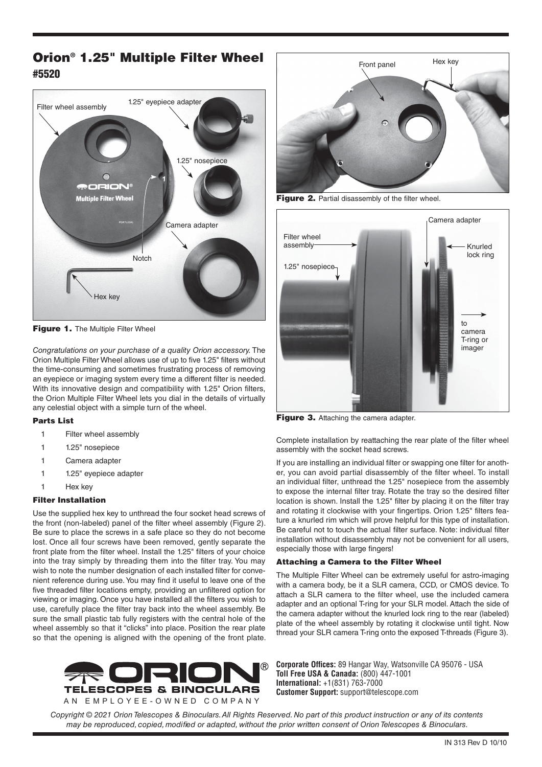# Orion® 1.25" Multiple Filter Wheel

## #5520

**Figure 1.** The Multiple Filter Wheel

*Congratulations on your purchase of a quality Orion accessory.* The Orion Multiple Filter Wheel allows use of up to five 1.25" filters without the time-consuming and sometimes frustrating process of removing an eyepiece or imaging system every time a different filter is needed. With its innovative design and compatibility with 1.25" Orion filters, the Orion Multiple Filter Wheel lets you dial in the details of virtually any celestial object with a simple turn of the wheel.

### Parts List

- 1 Filter wheel assembly
- 1 1.25" nosepiece
- 1 Camera adapter
- 1 1.25" eyepiece adapter
- 1 Hex key

### Filter Installation

Use the supplied hex key to unthread the four socket head screws of the front (non-labeled) panel of the filter wheel assembly (Figure 2). Be sure to place the screws in a safe place so they do not become lost. Once all four screws have been removed, gently separate the front plate from the filter wheel. Install the 1.25" filters of your choice into the tray simply by threading them into the filter tray. You may wish to note the number designation of each installed filter for convenient reference during use. You may find it useful to leave one of the five threaded filter locations empty, providing an unfiltered option for viewing or imaging. Once you have installed all the filters you wish to use, carefully place the filter tray back into the wheel assembly. Be sure the small plastic tab fully registers with the central hole of the wheel assembly so that it "clicks" into place. Position the rear plate so that the opening is aligned with the opening of the front plate.

**Figure 2.** Partial disassembly of the filter wheel.

**Figure 3.** Attaching the camera adapter.

Complete installation by reattaching the rear plate of the filter wheel assembly with the socket head screws.

If you are installing an individual filter or swapping one filter for another, you can avoid partial disassembly of the filter wheel. To install an individual filter, unthread the 1.25" nosepiece from the assembly to expose the internal filter tray. Rotate the tray so the desired filter location is shown. Install the 1.25" filter by placing it on the filter tray and rotating it clockwise with your fingertips. Orion 1.25" filters feature a knurled rim which will prove helpful for this type of installation. Be careful not to touch the actual filter surface. Note: individual filter installation without disassembly may not be convenient for all users, especially those with large fingers!

### Attaching a Camera to the Filter Wheel

The Multiple Filter Wheel can be extremely useful for astro-imaging with a camera body, be it a SLR camera, CCD, or CMOS device. To attach a SLR camera to the filter wheel, use the included camera adapter and an optional T-ring for your SLR model. Attach the side of the camera adapter without the knurled lock ring to the rear (labeled) plate of the wheel assembly by rotating it clockwise until tight. Now thread your SLR camera T-ring onto the exposed T-threads (Figure 3).

**Corporate Offices:** 89 Hangar Way, Watsonville CA 95076 - USA
**Toll Free USA & Canada:** (800) 447-1001
**International:** +1(831) 763-7000
**Customer Support:** support@telescope.com

*Copyright © 2021 Orion Telescopes & Binoculars. All Rights Reserved. No part of this product instruction or any of its contents may be reproduced, copied, modified or adapted, without the prior written consent of Orion Telescopes & Binoculars.*

IN 313 Rev D 10/10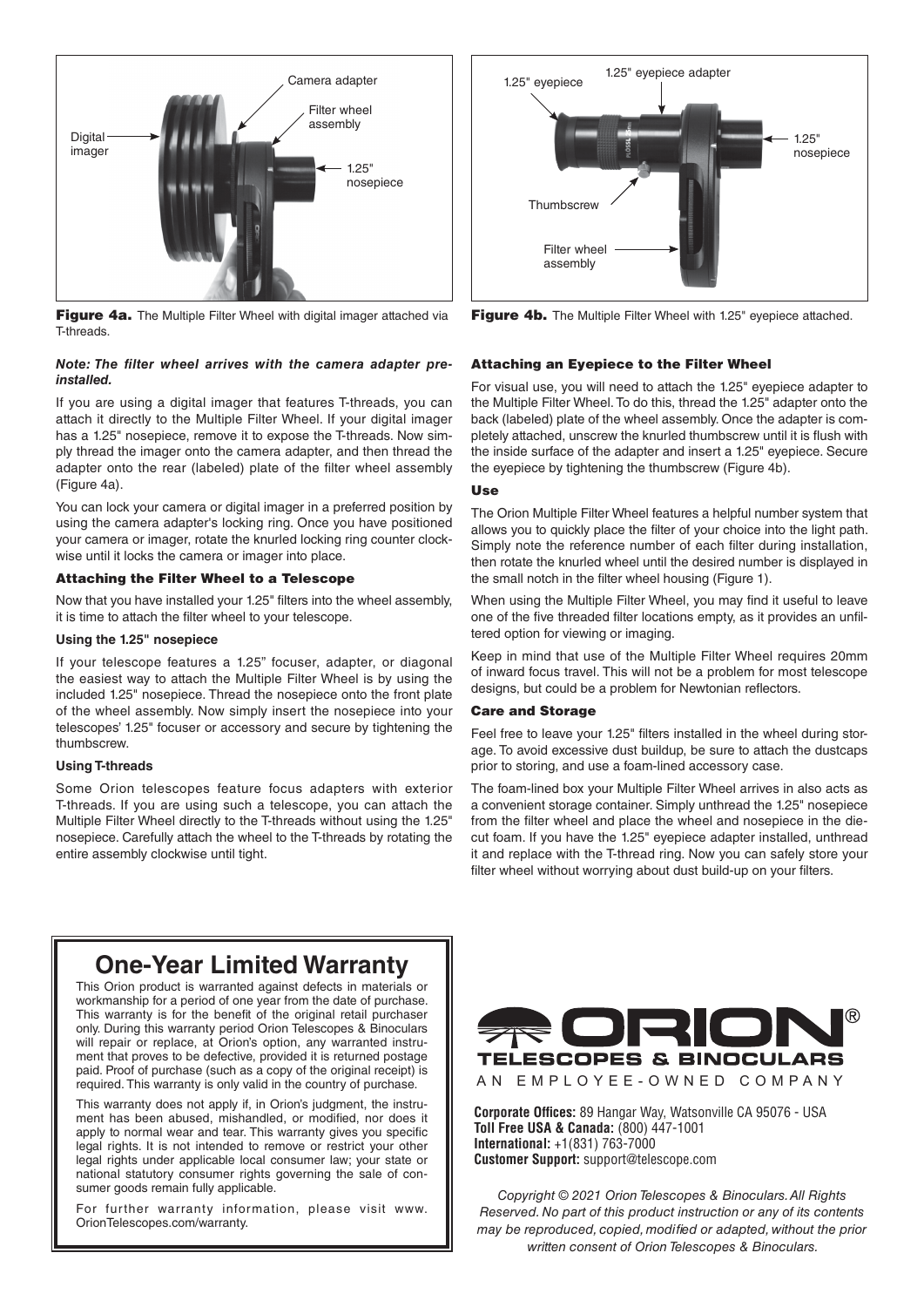Camera adapter

Filter wheel assembly

Digital imager

1.25" nosepiece

**Figure 4a.** The Multiple Filter Wheel with digital imager attached via T-threads.

1.25" eyepiece adapter

1.25" eyepiece

1.25" nosepiece

Thumbscrew

Filter wheel assembly

**Figure 4b.** The Multiple Filter Wheel with 1.25" eyepiece attached.

***Note: The filter wheel arrives with the camera adapter pre-installed.***

If you are using a digital imager that features T-threads, you can attach it directly to the Multiple Filter Wheel. If your digital imager has a 1.25" nosepiece, remove it to expose the T-threads. Now simply thread the imager onto the camera adapter, and then thread the adapter onto the rear (labeled) plate of the filter wheel assembly (Figure 4a).

You can lock your camera or digital imager in a preferred position by using the camera adapter's locking ring. Once you have positioned your camera or imager, rotate the knurled locking ring counter clockwise until it locks the camera or imager into place.

### Attaching the Filter Wheel to a Telescope

Now that you have installed your 1.25" filters into the wheel assembly, it is time to attach the filter wheel to your telescope.

#### Using the 1.25" nosepiece

If your telescope features a 1.25" focuser, adapter, or diagonal the easiest way to attach the Multiple Filter Wheel is by using the included 1.25" nosepiece. Thread the nosepiece onto the front plate of the wheel assembly. Now simply insert the nosepiece into your telescopes' 1.25" focuser or accessory and secure by tightening the thumbscrew.

#### Using T-threads

Some Orion telescopes feature focus adapters with exterior T-threads. If you are using such a telescope, you can attach the Multiple Filter Wheel directly to the T-threads without using the 1.25" nosepiece. Carefully attach the wheel to the T-threads by rotating the entire assembly clockwise until tight.

### Attaching an Eyepiece to the Filter Wheel

For visual use, you will need to attach the 1.25" eyepiece adapter to the Multiple Filter Wheel. To do this, thread the 1.25" adapter onto the back (labeled) plate of the wheel assembly. Once the adapter is completely attached, unscrew the knurled thumbscrew until it is flush with the inside surface of the adapter and insert a 1.25" eyepiece. Secure the eyepiece by tightening the thumbscrew (Figure 4b).

### Use

The Orion Multiple Filter Wheel features a helpful number system that allows you to quickly place the filter of your choice into the light path. Simply note the reference number of each filter during installation, then rotate the knurled wheel until the desired number is displayed in the small notch in the filter wheel housing (Figure 1).

When using the Multiple Filter Wheel, you may find it useful to leave one of the five threaded filter locations empty, as it provides an unfiltered option for viewing or imaging.

Keep in mind that use of the Multiple Filter Wheel requires 20mm of inward focus travel. This will not be a problem for most telescope designs, but could be a problem for Newtonian reflectors.

### Care and Storage

Feel free to leave your 1.25" filters installed in the wheel during storage. To avoid excessive dust buildup, be sure to attach the dustcaps prior to storing, and use a foam-lined accessory case.

The foam-lined box your Multiple Filter Wheel arrives in also acts as a convenient storage container. Simply unthread the 1.25" nosepiece from the filter wheel and place the wheel and nosepiece in the die-cut foam. If you have the 1.25" eyepiece adapter installed, unthread it and replace with the T-thread ring. Now you can safely store your filter wheel without worrying about dust build-up on your filters.

## One-Year Limited Warranty

This Orion product is warranted against defects in materials or workmanship for a period of one year from the date of purchase. This warranty is for the benefit of the original retail purchaser only. During this warranty period Orion Telescopes & Binoculars will repair or replace, at Orion's option, any warranted instrument that proves to be defective, provided it is returned postage paid. Proof of purchase (such as a copy of the original receipt) is required. This warranty is only valid in the country of purchase.

This warranty does not apply if, in Orion's judgment, the instrument has been abused, mishandled, or modified, nor does it apply to normal wear and tear. This warranty gives you specific legal rights. It is not intended to remove or restrict your other legal rights under applicable local consumer law; your state or national statutory consumer rights governing the sale of consumer goods remain fully applicable.

For further warranty information, please visit www.OrionTelescopes.com/warranty.

ORION® TELESCOPES & BINOCULARS

AN EMPLOYEE-OWNED COMPANY

**Corporate Offices:** 89 Hangar Way, Watsonville CA 95076 - USA
**Toll Free USA & Canada:** (800) 447-1001
**International:** +1(831) 763-7000
**Customer Support:** support@telescope.com

*Copyright © 2021 Orion Telescopes & Binoculars. All Rights Reserved. No part of this product instruction or any of its contents may be reproduced, copied, modified or adapted, without the prior written consent of Orion Telescopes & Binoculars.*